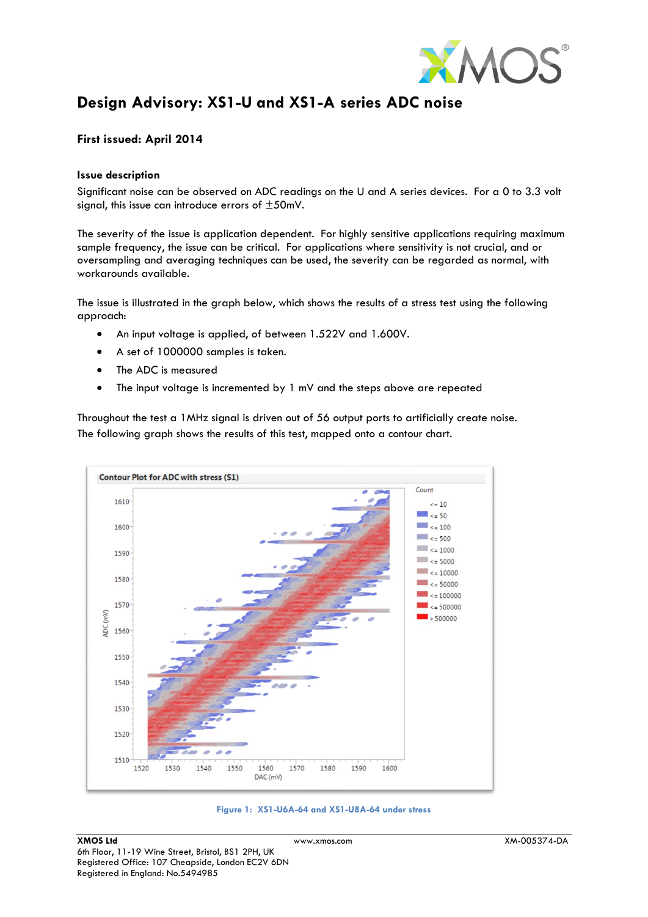# Design Advisory: XS1-U and XS1-A series ADC noise

**First issued: April 2014**

### Issue description

Significant noise can be observed on ADC readings on the U and A series devices. For a 0 to 3.3 volt signal, this issue can introduce errors of ±50mV.

The severity of the issue is application dependent. For highly sensitive applications requiring maximum sample frequency, the issue can be critical. For applications where sensitivity is not crucial, and or oversampling and averaging techniques can be used, the severity can be regarded as normal, with workarounds available.

The issue is illustrated in the graph below, which shows the results of a stress test using the following approach:

- An input voltage is applied, of between 1.522V and 1.600V.
- A set of 1000000 samples is taken.
- The ADC is measured
- The input voltage is incremented by 1 mV and the steps above are repeated

Throughout the test a 1MHz signal is driven out of 56 output ports to artificially create noise.
The following graph shows the results of this test, mapped onto a contour chart.

Figure 1: XS1-U6A-64 and XS1-U8A-64 under stress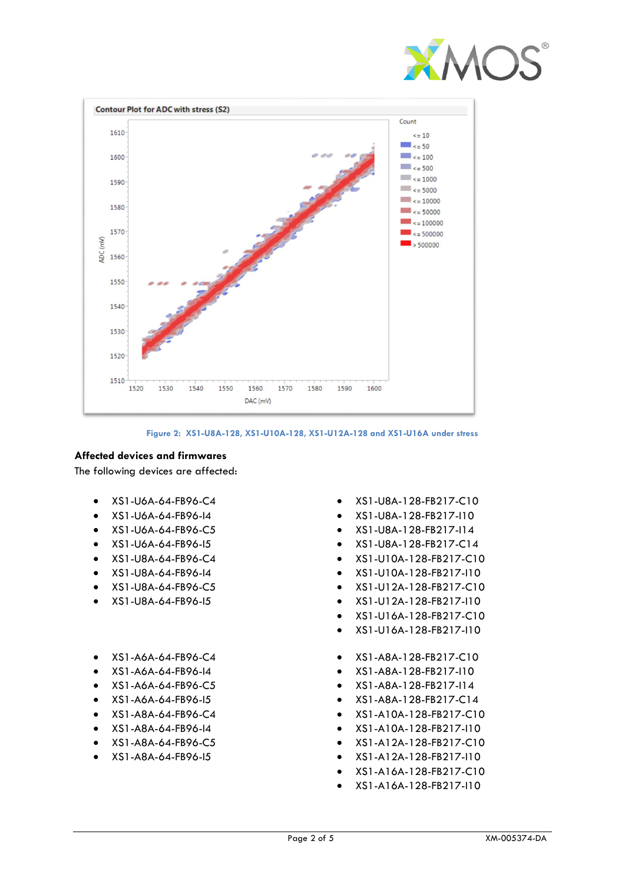Figure 2: XS1-U8A-128, XS1-U10A-128, XS1-U12A-128 and XS1-U16A under stress

### Affected devices and firmwares

The following devices are affected:

- XS1-U6A-64-FB96-C4
- XS1-U6A-64-FB96-I4
- XS1-U6A-64-FB96-C5
- XS1-U6A-64-FB96-I5
- XS1-U8A-64-FB96-C4
- XS1-U8A-64-FB96-I4
- XS1-U8A-64-FB96-C5
- XS1-U8A-64-FB96-I5
- XS1-U8A-128-FB217-C10
- XS1-U8A-128-FB217-I10
- XS1-U8A-128-FB217-I14
- XS1-U8A-128-FB217-C14
- XS1-U10A-128-FB217-C10
- XS1-U10A-128-FB217-I10
- XS1-U12A-128-FB217-C10
- XS1-U12A-128-FB217-I10
- XS1-U16A-128-FB217-C10
- XS1-U16A-128-FB217-I10

- XS1-A6A-64-FB96-C4
- XS1-A6A-64-FB96-I4
- XS1-A6A-64-FB96-C5
- XS1-A6A-64-FB96-I5
- XS1-A8A-64-FB96-C4
- XS1-A8A-64-FB96-I4
- XS1-A8A-64-FB96-C5
- XS1-A8A-64-FB96-I5
- XS1-A8A-128-FB217-C10
- XS1-A8A-128-FB217-I10
- XS1-A8A-128-FB217-I14
- XS1-A8A-128-FB217-C14
- XS1-A10A-128-FB217-C10
- XS1-A10A-128-FB217-I10
- XS1-A12A-128-FB217-C10
- XS1-A12A-128-FB217-I10
- XS1-A16A-128-FB217-C10
- XS1-A16A-128-FB217-I10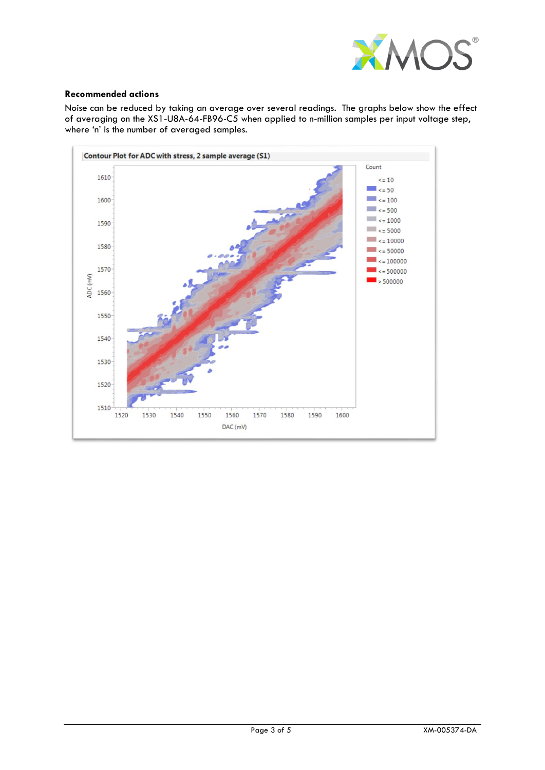**Recommended actions**

Noise can be reduced by taking an average over several readings. The graphs below show the effect of averaging on the XS1-U8A-64-FB96-C5 when applied to n-million samples per input voltage step, where 'n' is the number of averaged samples.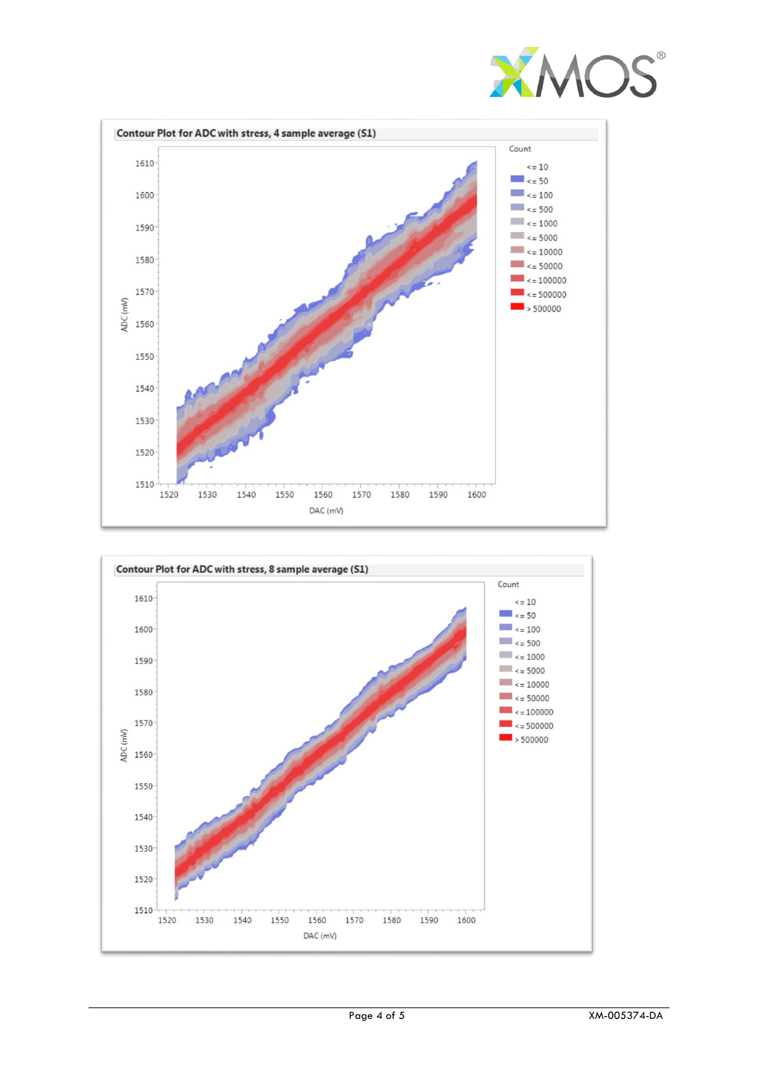**Contour Plot for ADC with stress, 4 sample average (S1)**

ADC (mV) vs DAC (mV)

Count

- <= 10
- <= 50
- <= 100
- <= 500
- <= 1000
- <= 5000
- <= 10000
- <= 50000
- <= 100000
- <= 500000
- > 500000

**Contour Plot for ADC with stress, 8 sample average (S1)**

ADC (mV) vs DAC (mV)

Count

- <= 10
- <= 50
- <= 100
- <= 500
- <= 1000
- <= 5000
- <= 10000
- <= 50000
- <= 100000
- <= 500000
- > 500000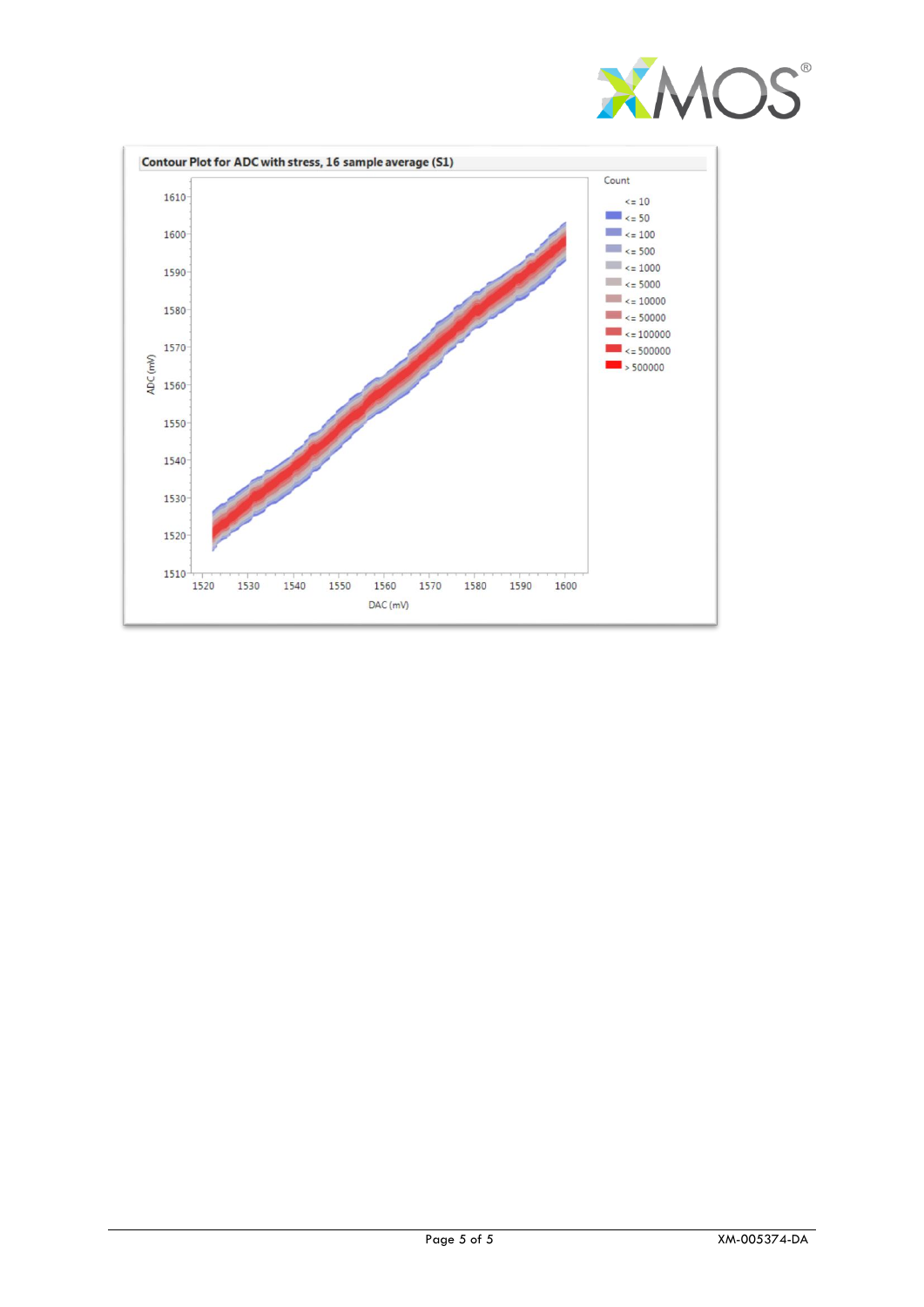Contour Plot for ADC with stress, 16 sample average (S1)

ADC (mV)

1610
1600
1590
1580
1570
1560
1550
1540
1530
1520
1510

1520 1530 1540 1550 1560 1570 1580 1590 1600

DAC (mV)

Count

<= 10
<= 50
<= 100
<= 500
<= 1000
<= 5000
<= 10000
<= 50000
<= 100000
<= 500000
> 500000